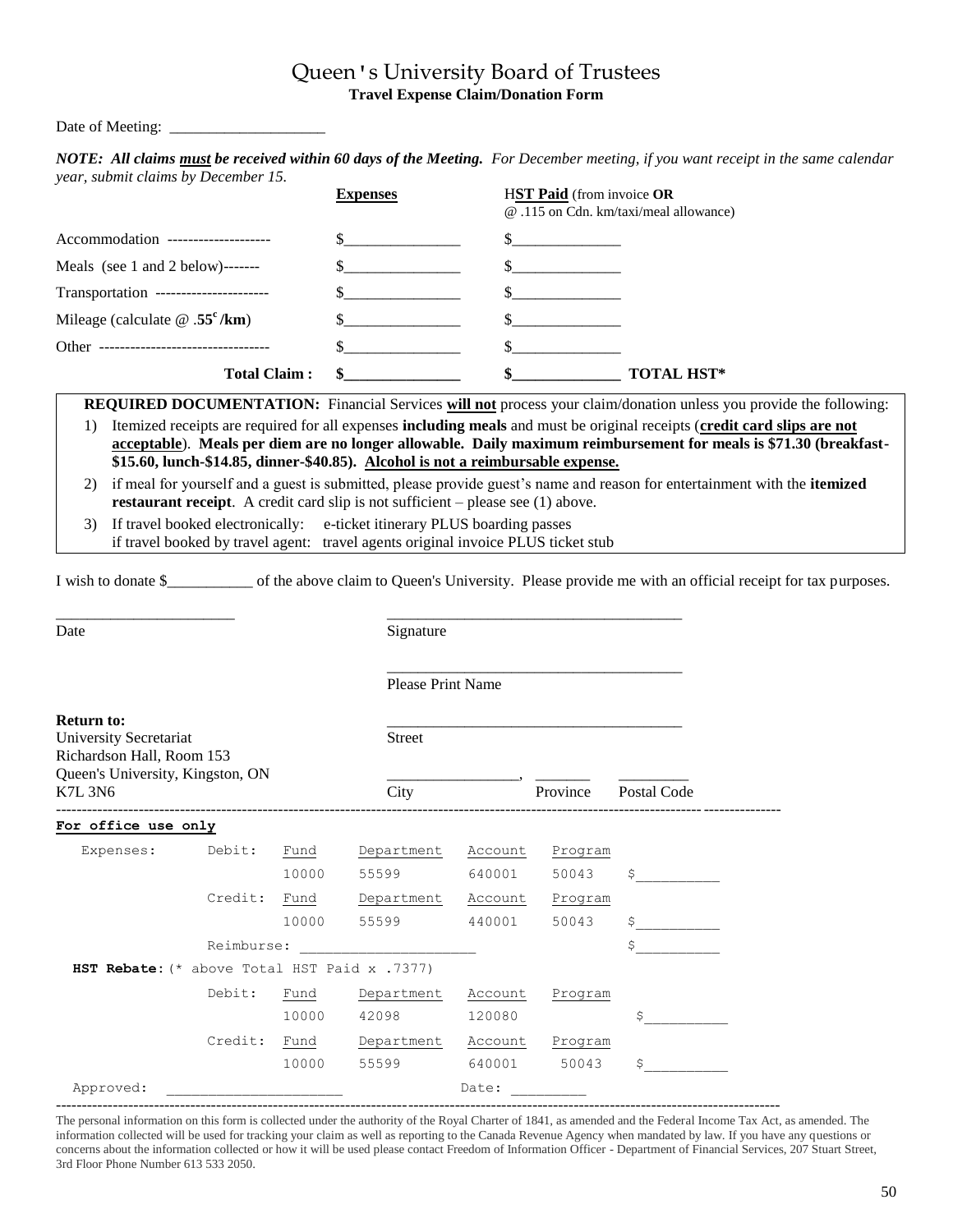# Queen's University Board of Trustees

**Travel Expense Claim/Donation Form**

Date of Meeting: ____________________

***NOTE: All claims must be received within 60 days of the Meeting.*** *For December meeting, if you want receipt in the same calendar year, submit claims by December 15.*

| | **Expenses** | H**ST Paid** (from invoice **OR** @ .115 on Cdn. km/taxi/meal allowance) |
|---|---|---|
| Accommodation -------------------- | $_______________ | $______________ |
| Meals (see 1 and 2 below)------- | $_______________ | $______________ |
| Transportation ---------------------- | $_______________ | $______________ |
| Mileage (calculate @ **.55¢/km**) | $_______________ | $______________ |
| Other --------------------------------- | $_______________ | $______________ |
| **Total Claim :** | **$_______________** | **$______________ TOTAL HST*** |

**REQUIRED DOCUMENTATION:** Financial Services **will not** process your claim/donation unless you provide the following:

1) Itemized receipts are required for all expenses **including meals** and must be original receipts (**credit card slips are not acceptable**). **Meals per diem are no longer allowable. Daily maximum reimbursement for meals is $71.30 (breakfast-$15.60, lunch-$14.85, dinner-$40.85). Alcohol is not a reimbursable expense.**
2) if meal for yourself and a guest is submitted, please provide guest's name and reason for entertainment with the **itemized restaurant receipt**. A credit card slip is not sufficient – please see (1) above.
3) If travel booked electronically: e-ticket itinerary PLUS boarding passes
   if travel booked by travel agent: travel agents original invoice PLUS ticket stub

I wish to donate $___________ of the above claim to Queen's University. Please provide me with an official receipt for tax purposes.

_______________________ &nbsp;&nbsp;&nbsp;&nbsp; _______________________________________
Date &nbsp;&nbsp;&nbsp;&nbsp; Signature

_______________________________________
Please Print Name

**Return to:**
University Secretariat
Richardson Hall, Room 153
Queen's University, Kingston, ON
K7L 3N6

_______________________________________
Street

_________________, _______ _________
City &nbsp;&nbsp; Province &nbsp;&nbsp; Postal Code

---

**For office use only**

| Expenses: | Debit: | Fund | Department | Account | Program | |
|---|---|---|---|---|---|---|
| | | 10000 | 55599 | 640001 | 50043 | $__________ |
| | Credit: | Fund | Department | Account | Program | |
| | | 10000 | 55599 | 440001 | 50043 | $__________ |
| | Reimburse: _____________________ | | | | | $__________ |

**HST Rebate:** (* above Total HST Paid x .7377)

| | Debit: | Fund | Department | Account | Program | |
|---|---|---|---|---|---|---|
| | | 10000 | 42098 | 120080 | | $__________ |
| | Credit: | Fund | Department | Account | Program | |
| | | 10000 | 55599 | 640001 | 50043 | $__________ |

Approved: _____________________ &nbsp;&nbsp;&nbsp;&nbsp; Date: _________

---

The personal information on this form is collected under the authority of the Royal Charter of 1841, as amended and the Federal Income Tax Act, as amended. The information collected will be used for tracking your claim as well as reporting to the Canada Revenue Agency when mandated by law. If you have any questions or concerns about the information collected or how it will be used please contact Freedom of Information Officer - Department of Financial Services, 207 Stuart Street, 3rd Floor Phone Number 613 533 2050.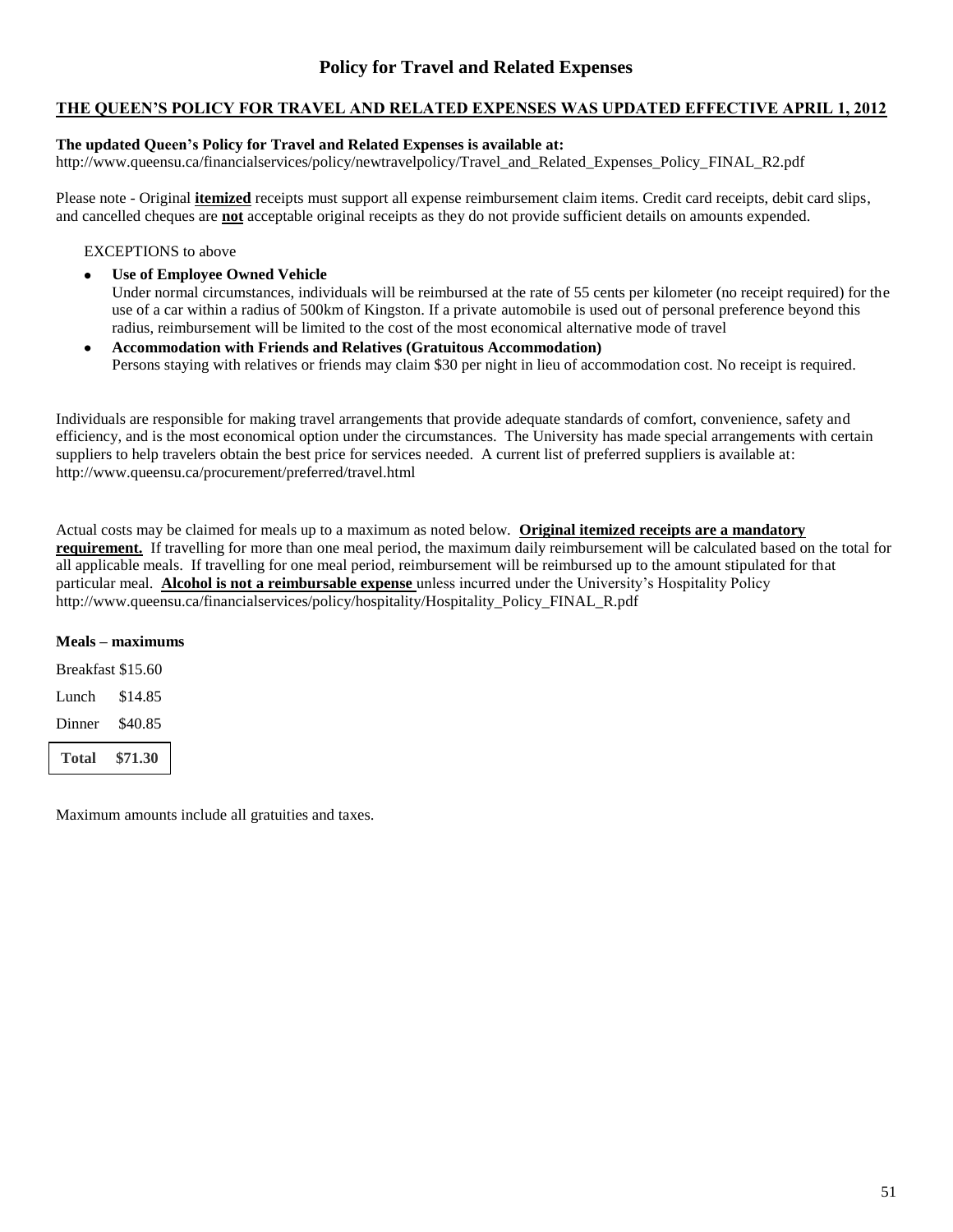# Policy for Travel and Related Expenses

**<u>THE QUEEN'S POLICY FOR TRAVEL AND RELATED EXPENSES WAS UPDATED EFFECTIVE APRIL 1, 2012</u>**

**The updated Queen's Policy for Travel and Related Expenses is available at:**
http://www.queensu.ca/financialservices/policy/newtravelpolicy/Travel_and_Related_Expenses_Policy_FINAL_R2.pdf

Please note - Original **<u>itemized</u>** receipts must support all expense reimbursement claim items. Credit card receipts, debit card slips, and cancelled cheques are **<u>not</u>** acceptable original receipts as they do not provide sufficient details on amounts expended.

EXCEPTIONS to above

- **Use of Employee Owned Vehicle**
  Under normal circumstances, individuals will be reimbursed at the rate of 55 cents per kilometer (no receipt required) for the use of a car within a radius of 500km of Kingston. If a private automobile is used out of personal preference beyond this radius, reimbursement will be limited to the cost of the most economical alternative mode of travel
- **Accommodation with Friends and Relatives (Gratuitous Accommodation)**
  Persons staying with relatives or friends may claim $30 per night in lieu of accommodation cost. No receipt is required.

Individuals are responsible for making travel arrangements that provide adequate standards of comfort, convenience, safety and efficiency, and is the most economical option under the circumstances. The University has made special arrangements with certain suppliers to help travelers obtain the best price for services needed. A current list of preferred suppliers is available at: http://www.queensu.ca/procurement/preferred/travel.html

Actual costs may be claimed for meals up to a maximum as noted below. **<u>Original itemized receipts are a mandatory requirement.</u>** If travelling for more than one meal period, the maximum daily reimbursement will be calculated based on the total for all applicable meals. If travelling for one meal period, reimbursement will be reimbursed up to the amount stipulated for that particular meal. **<u>Alcohol is not a reimbursable expense</u>** unless incurred under the University's Hospitality Policy http://www.queensu.ca/financialservices/policy/hospitality/Hospitality_Policy_FINAL_R.pdf

**Meals – maximums**

| | |
|---|---|
| Breakfast | $15.60 |
| Lunch | $14.85 |
| Dinner | $40.85 |
| **Total** | **$71.30** |

Maximum amounts include all gratuities and taxes.